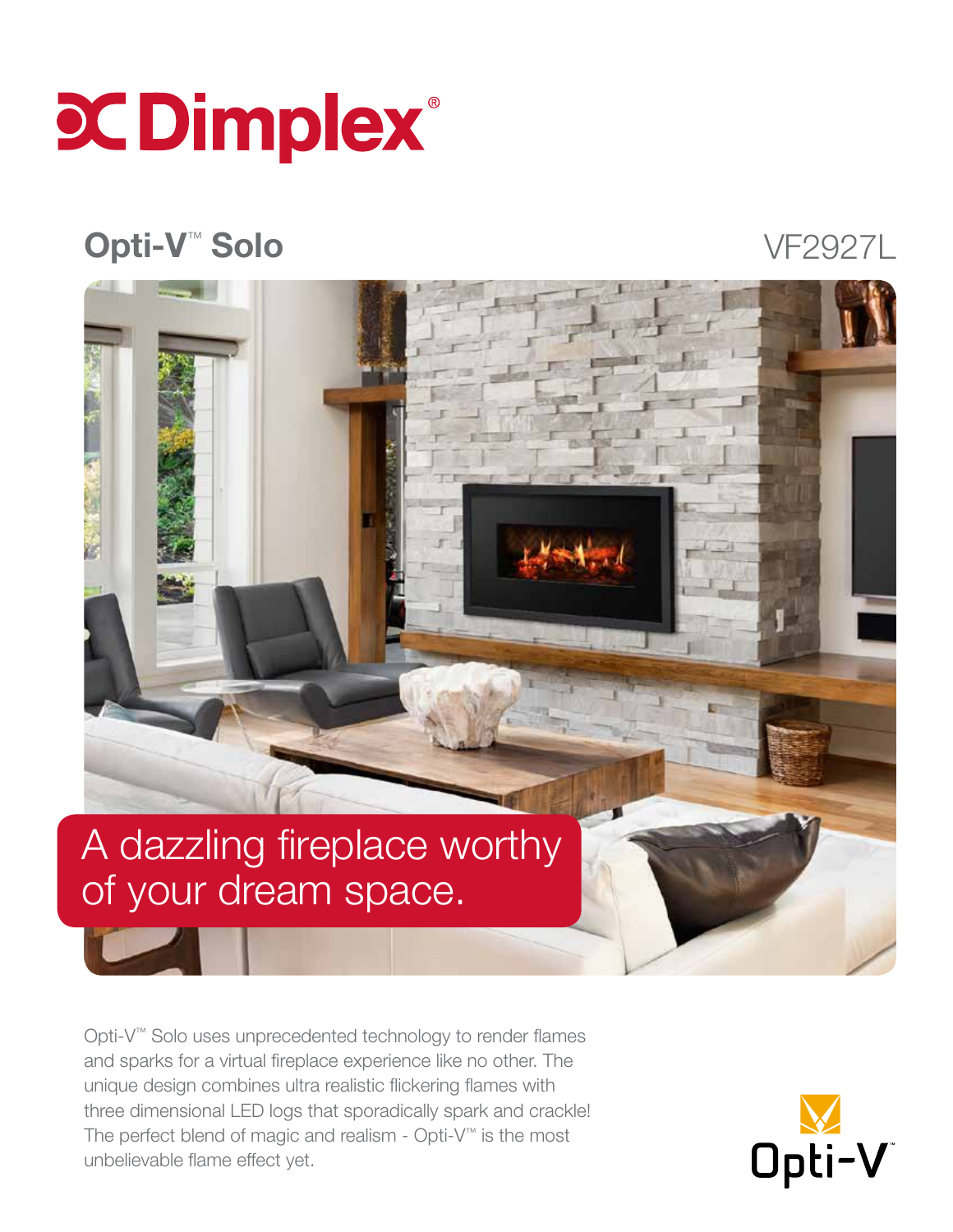# Dimplex®

## Opti-V™ Solo

VF2927L

A dazzling fireplace worthy of your dream space.

Opti-V™ Solo uses unprecedented technology to render flames and sparks for a virtual fireplace experience like no other. The unique design combines ultra realistic flickering flames with three dimensional LED logs that sporadically spark and crackle! The perfect blend of magic and realism - Opti-V™ is the most unbelievable flame effect yet.

Opti-V™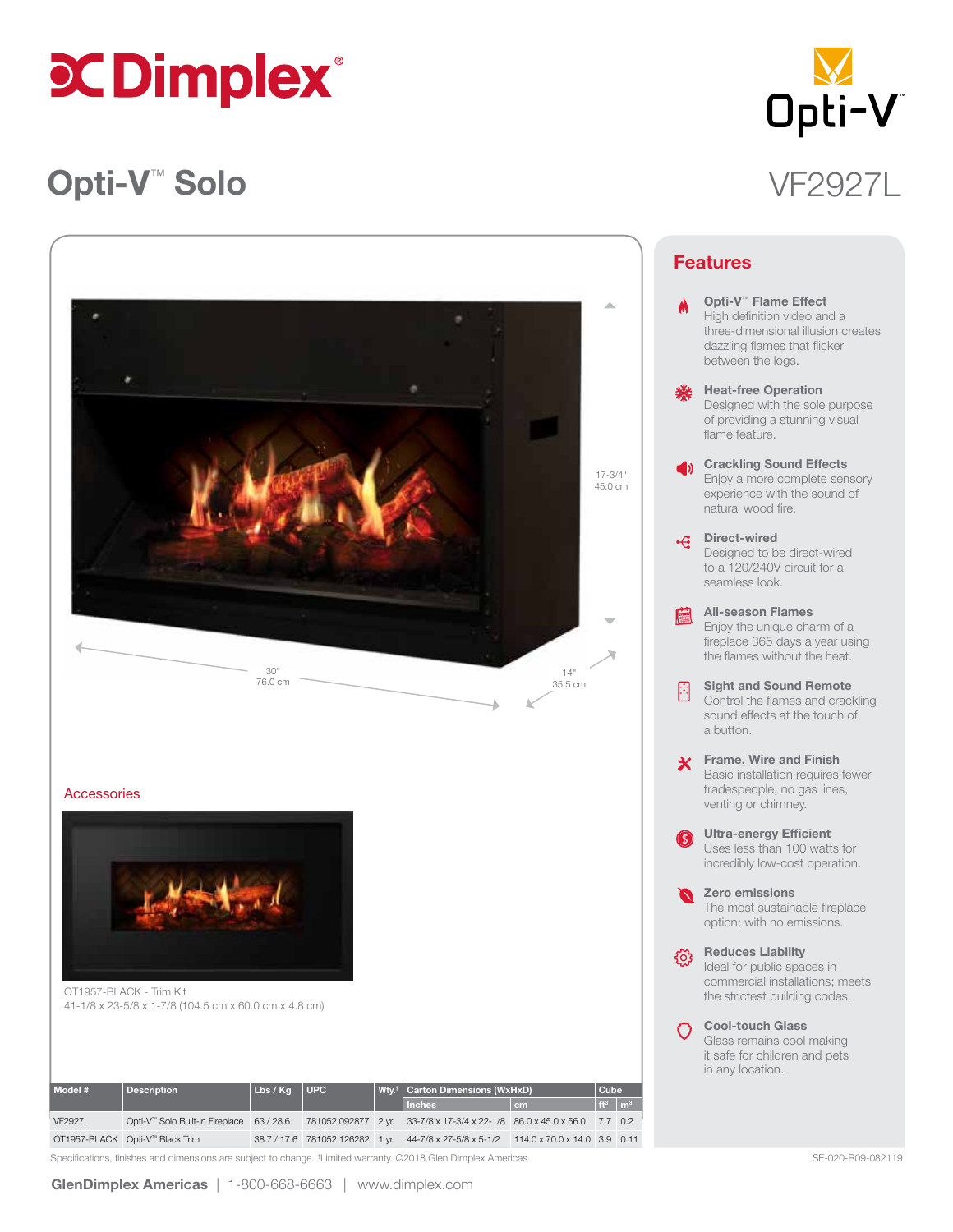# Dimplex®

# Opti-V™ Solo

VF2927L

17-3/4"
45.0 cm

30"
76.0 cm

14"
35.5 cm

## Accessories

OT1957-BLACK - Trim Kit
41-1/8 x 23-5/8 x 1-7/8 (104.5 cm x 60.0 cm x 4.8 cm)

## Features

**Opti-V™ Flame Effect**
High definition video and a three-dimensional illusion creates dazzling flames that flicker between the logs.

**Heat-free Operation**
Designed with the sole purpose of providing a stunning visual flame feature.

**Crackling Sound Effects**
Enjoy a more complete sensory experience with the sound of natural wood fire.

**Direct-wired**
Designed to be direct-wired to a 120/240V circuit for a seamless look.

**All-season Flames**
Enjoy the unique charm of a fireplace 365 days a year using the flames without the heat.

**Sight and Sound Remote**
Control the flames and crackling sound effects at the touch of a button.

**Frame, Wire and Finish**
Basic installation requires fewer tradespeople, no gas lines, venting or chimney.

**Ultra-energy Efficient**
Uses less than 100 watts for incredibly low-cost operation.

**Zero emissions**
The most sustainable fireplace option; with no emissions.

**Reduces Liability**
Ideal for public spaces in commercial installations; meets the strictest building codes.

**Cool-touch Glass**
Glass remains cool making it safe for children and pets in any location.

| Model # | Description | Lbs / Kg | UPC | Wty.† | Carton Dimensions (WxHxD) | | Cube | |
|---|---|---|---|---|---|---|---|---|
| | | | | | Inches | cm | ft³ | m³ |
| VF2927L | Opti-V™ Solo Built-in Fireplace | 63 / 28.6 | 781052 092877 | 2 yr. | 33-7/8 x 17-3/4 x 22-1/8 | 86.0 x 45.0 x 56.0 | 7.7 | 0.2 |
| OT1957-BLACK | Opti-V™ Black Trim | 38.7 / 17.6 | 781052 126282 | 1 yr. | 44-7/8 x 27-5/8 x 5-1/2 | 114.0 x 70.0 x 14.0 | 3.9 | 0.11 |

Specifications, finishes and dimensions are subject to change. †Limited warranty. ©2018 Glen Dimplex Americas

SE-020-R09-082119

**GlenDimplex Americas** | 1-800-668-6663 | www.dimplex.com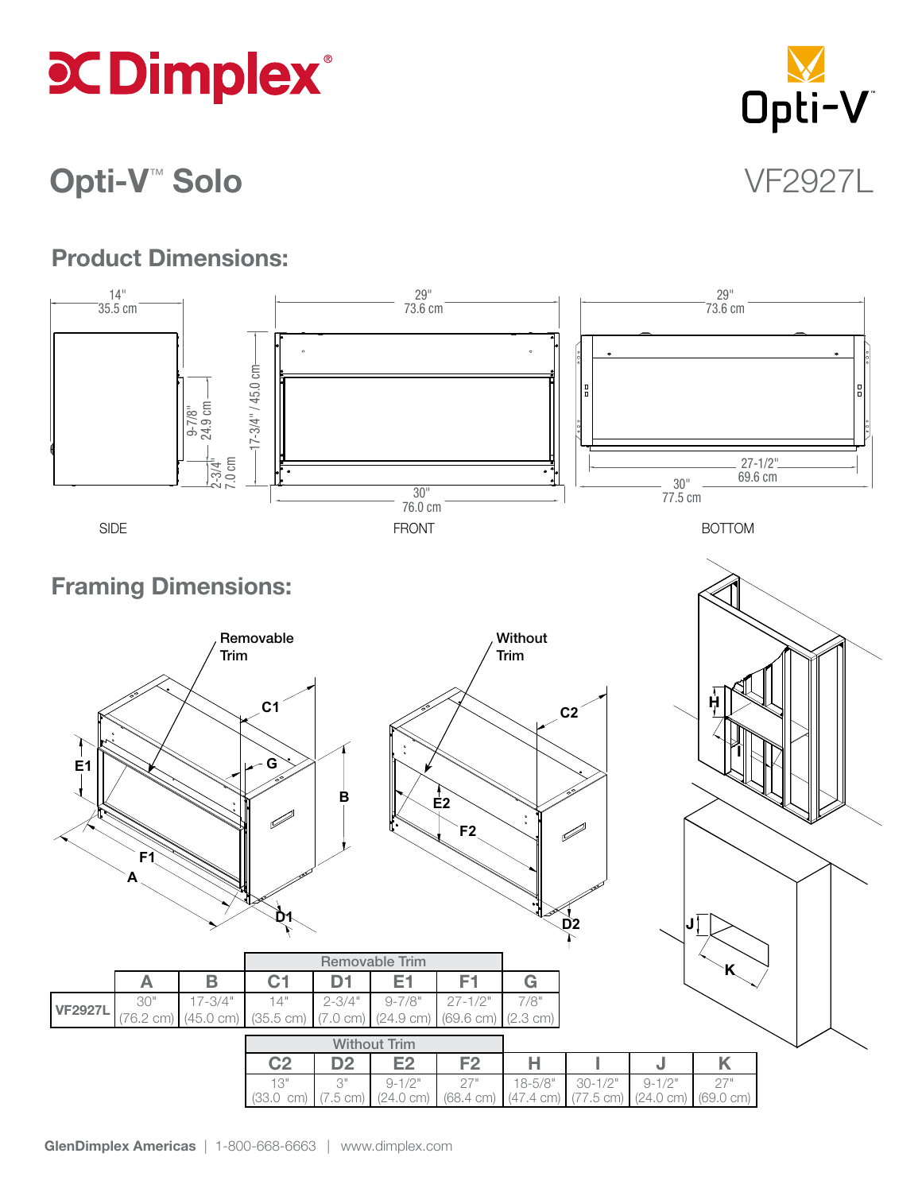Dimplex®

Opti-V™

# Opti-V™ Solo

VF2927L

## Product Dimensions:

14"
35.5 cm
9-7/8"
24.9 cm
2-3/4"
7.0 cm
SIDE

29"
73.6 cm
17-3/4" / 45.0 cm
30"
76.0 cm
FRONT

29"
73.6 cm
27-1/2"
69.6 cm
30"
77.5 cm
BOTTOM

## Framing Dimensions:

Removable Trim

Without Trim

| | | | Removable Trim | | | | | | | | |
|---|---|---|---|---|---|---|---|---|---|---|---|
| | A | B | C1 | D1 | E1 | F1 | G | | | | |
| VF2927L | 30" (76.2 cm) | 17-3/4" (45.0 cm) | 14" (35.5 cm) | 2-3/4" (7.0 cm) | 9-7/8" (24.9 cm) | 27-1/2" (69.6 cm) | 7/8" (2.3 cm) | | | | |

| Without Trim | | | | | | | |
|---|---|---|---|---|---|---|---|
| C2 | D2 | E2 | F2 | H | I | J | K |
| 13" (33.0 cm) | 3" (7.5 cm) | 9-1/2" (24.0 cm) | 27" (68.4 cm) | 18-5/8" (47.4 cm) | 30-1/2" (77.5 cm) | 9-1/2" (24.0 cm) | 27" (69.0 cm) |

**GlenDimplex Americas** | 1-800-668-6663 | www.dimplex.com